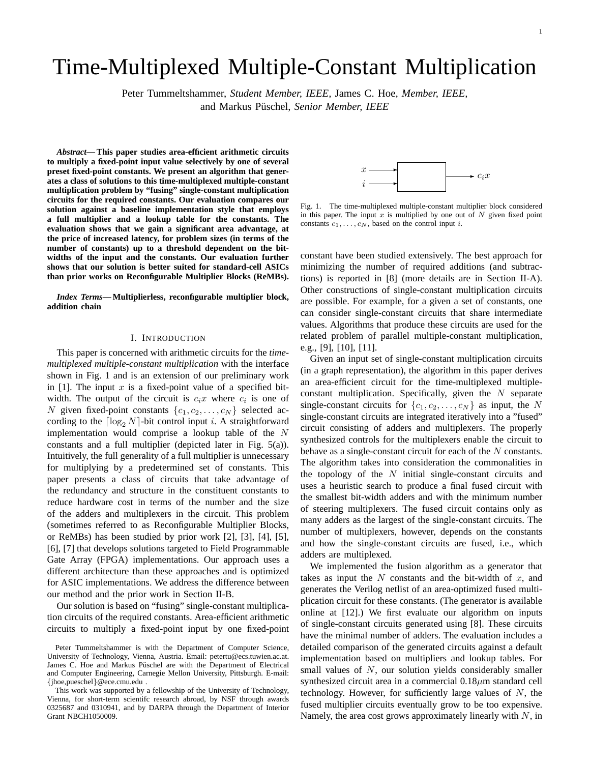# Time-Multiplexed Multiple-Constant Multiplication

Peter Tummeltshammer, *Student Member, IEEE,* James C. Hoe, *Member, IEEE,* and Markus Püschel, *Senior Member, IEEE*

***Abstract*— This paper studies area-efficient arithmetic circuits to multiply a fixed-point input value selectively by one of several preset fixed-point constants. We present an algorithm that generates a class of solutions to this time-multiplexed multiple-constant multiplication problem by "fusing" single-constant multiplication circuits for the required constants. Our evaluation compares our solution against a baseline implementation style that employs a full multiplier and a lookup table for the constants. The evaluation shows that we gain a significant area advantage, at the price of increased latency, for problem sizes (in terms of the number of constants) up to a threshold dependent on the bit-widths of the input and the constants. Our evaluation further shows that our solution is better suited for standard-cell ASICs than prior works on Reconfigurable Multiplier Blocks (ReMBs).**

***Index Terms*— Multiplierless, reconfigurable multiplier block, addition chain**

## I. Introduction

This paper is concerned with arithmetic circuits for the *time-multiplexed multiple-constant multiplication* with the interface shown in Fig. 1 and is an extension of our preliminary work in [1]. The input $x$ is a fixed-point value of a specified bit-width. The output of the circuit is $c_i x$ where $c_i$ is one of $N$ given fixed-point constants $\{c_1, c_2, \ldots, c_N\}$ selected according to the $\lceil \log_2 N \rceil$-bit control input $i$. A straightforward implementation would comprise a lookup table of the $N$ constants and a full multiplier (depicted later in Fig. 5(a)). Intuitively, the full generality of a full multiplier is unnecessary for multiplying by a predetermined set of constants. This paper presents a class of circuits that take advantage of the redundancy and structure in the constituent constants to reduce hardware cost in terms of the number and the size of the adders and multiplexers in the circuit. This problem (sometimes referred to as Reconfigurable Multiplier Blocks, or ReMBs) has been studied by prior work [2], [3], [4], [5], [6], [7] that develops solutions targeted to Field Programmable Gate Array (FPGA) implementations. Our approach uses a different architecture than these approaches and is optimized for ASIC implementations. We address the difference between our method and the prior work in Section II-B.

Our solution is based on "fusing" single-constant multiplication circuits of the required constants. Area-efficient arithmetic circuits to multiply a fixed-point input by one fixed-point constant have been studied extensively. The best approach for minimizing the number of required additions (and subtractions) is reported in [8] (more details are in Section II-A). Other constructions of single-constant multiplication circuits are possible. For example, for a given a set of constants, one can consider single-constant circuits that share intermediate values. Algorithms that produce these circuits are used for the related problem of parallel multiple-constant multiplication, e.g., [9], [10], [11].

Fig. 1. The time-multiplexed multiple-constant multiplier block considered in this paper. The input $x$ is multiplied by one out of $N$ given fixed point constants $c_1, \ldots, c_N$, based on the control input $i$.

Given an input set of single-constant multiplication circuits (in a graph representation), the algorithm in this paper derives an area-efficient circuit for the time-multiplexed multiple-constant multiplication. Specifically, given the $N$ separate single-constant circuits for $\{c_1, c_2, \ldots, c_N\}$ as input, the $N$ single-constant circuits are integrated iteratively into a "fused" circuit consisting of adders and multiplexers. The properly synthesized controls for the multiplexers enable the circuit to behave as a single-constant circuit for each of the $N$ constants. The algorithm takes into consideration the commonalities in the topology of the $N$ initial single-constant circuits and uses a heuristic search to produce a final fused circuit with the smallest bit-width adders and with the minimum number of steering multiplexers. The fused circuit contains only as many adders as the largest of the single-constant circuits. The number of multiplexers, however, depends on the constants and how the single-constant circuits are fused, i.e., which adders are multiplexed.

We implemented the fusion algorithm as a generator that takes as input the $N$ constants and the bit-width of $x$, and generates the Verilog netlist of an area-optimized fused multiplication circuit for these constants. (The generator is available online at [12].) We first evaluate our algorithm on inputs of single-constant circuits generated using [8]. These circuits have the minimal number of adders. The evaluation includes a detailed comparison of the generated circuits against a default implementation based on multipliers and lookup tables. For small values of $N$, our solution yields considerably smaller synthesized circuit area in a commercial 0.18$\mu$m standard cell technology. However, for sufficiently large values of $N$, the fused multiplier circuits eventually grow to be too expensive. Namely, the area cost grows approximately linearly with $N$, in

Peter Tummeltshammer is with the Department of Computer Science, University of Technology, Vienna, Austria. Email: petertu@ecs.tuwien.ac.at. James C. Hoe and Markus Püschel are with the Department of Electrical and Computer Engineering, Carnegie Mellon University, Pittsburgh. E-mail: {jhoe,pueschel}@ece.cmu.edu .

This work was supported by a fellowship of the University of Technology, Vienna, for short-term scientifc research abroad, by NSF through awards 0325687 and 0310941, and by DARPA through the Department of Interior Grant NBCH1050009.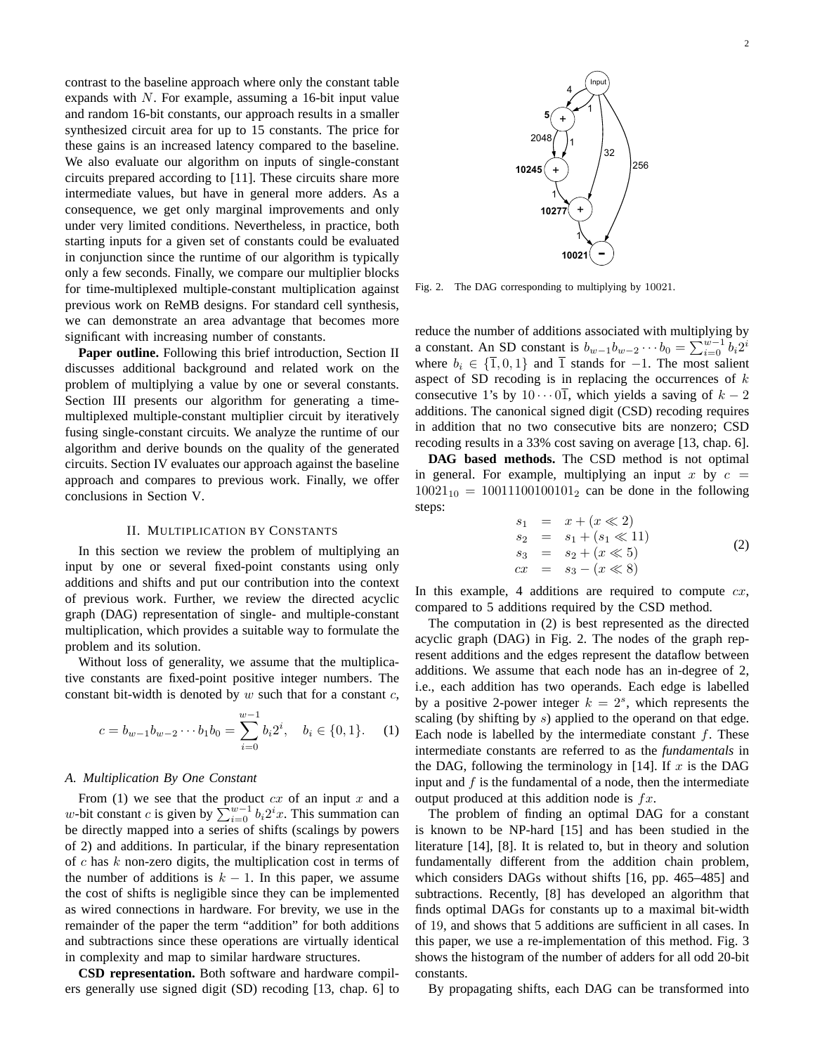contrast to the baseline approach where only the constant table expands with $N$. For example, assuming a 16-bit input value and random 16-bit constants, our approach results in a smaller synthesized circuit area for up to 15 constants. The price for these gains is an increased latency compared to the baseline. We also evaluate our algorithm on inputs of single-constant circuits prepared according to [11]. These circuits share more intermediate values, but have in general more adders. As a consequence, we get only marginal improvements and only under very limited conditions. Nevertheless, in practice, both starting inputs for a given set of constants could be evaluated in conjunction since the runtime of our algorithm is typically only a few seconds. Finally, we compare our multiplier blocks for time-multiplexed multiple-constant multiplication against previous work on ReMB designs. For standard cell synthesis, we can demonstrate an area advantage that becomes more significant with increasing number of constants.

**Paper outline.** Following this brief introduction, Section II discusses additional background and related work on the problem of multiplying a value by one or several constants. Section III presents our algorithm for generating a time-multiplexed multiple-constant multiplier circuit by iteratively fusing single-constant circuits. We analyze the runtime of our algorithm and derive bounds on the quality of the generated circuits. Section IV evaluates our approach against the baseline approach and compares to previous work. Finally, we offer conclusions in Section V.

## II. Multiplication by Constants

In this section we review the problem of multiplying an input by one or several fixed-point constants using only additions and shifts and put our contribution into the context of previous work. Further, we review the directed acyclic graph (DAG) representation of single- and multiple-constant multiplication, which provides a suitable way to formulate the problem and its solution.

Without loss of generality, we assume that the multiplicative constants are fixed-point positive integer numbers. The constant bit-width is denoted by $w$ such that for a constant $c$,

$$c = b_{w-1}b_{w-2}\cdots b_1 b_0 = \sum_{i=0}^{w-1} b_i 2^i, \quad b_i \in \{0,1\}. \tag{1}$$

### A. Multiplication By One Constant

From (1) we see that the product $cx$ of an input $x$ and a $w$-bit constant $c$ is given by $\sum_{i=0}^{w-1} b_i 2^i x$. This summation can be directly mapped into a series of shifts (scalings by powers of 2) and additions. In particular, if the binary representation of $c$ has $k$ non-zero digits, the multiplication cost in terms of the number of additions is $k-1$. In this paper, we assume the cost of shifts is negligible since they can be implemented as wired connections in hardware. For brevity, we use in the remainder of the paper the term "addition" for both additions and subtractions since these operations are virtually identical in complexity and map to similar hardware structures.

**CSD representation.** Both software and hardware compilers generally use signed digit (SD) recoding [13, chap. 6] to reduce the number of additions associated with multiplying by a constant. An SD constant is $b_{w-1}b_{w-2}\cdots b_0 = \sum_{i=0}^{w-1} b_i 2^i$ where $b_i \in \{\overline{1}, 0, 1\}$ and $\overline{1}$ stands for $-1$. The most salient aspect of SD recoding is in replacing the occurrences of $k$ consecutive 1's by $10\cdots0\overline{1}$, which yields a saving of $k-2$ additions. The canonical signed digit (CSD) recoding requires in addition that no two consecutive bits are nonzero; CSD recoding results in a 33% cost saving on average [13, chap. 6].

Fig. 2. The DAG corresponding to multiplying by $10021$.

**DAG based methods.** The CSD method is not optimal in general. For example, multiplying an input $x$ by $c = 10021_{10} = 10011100100101_2$ can be done in the following steps:

$$\begin{aligned} s_1 &= x + (x \ll 2) \\ s_2 &= s_1 + (s_1 \ll 11) \\ s_3 &= s_2 + (x \ll 5) \\ cx &= s_3 - (x \ll 8) \end{aligned} \tag{2}$$

In this example, 4 additions are required to compute $cx$, compared to 5 additions required by the CSD method.

The computation in (2) is best represented as the directed acyclic graph (DAG) in Fig. 2. The nodes of the graph represent additions and the edges represent the dataflow between additions. We assume that each node has an in-degree of 2, i.e., each addition has two operands. Each edge is labelled by a positive 2-power integer $k = 2^s$, which represents the scaling (by shifting by $s$) applied to the operand on that edge. Each node is labelled by the intermediate constant $f$. These intermediate constants are referred to as the *fundamentals* in the DAG, following the terminology in [14]. If $x$ is the DAG input and $f$ is the fundamental of a node, then the intermediate output produced at this addition node is $fx$.

The problem of finding an optimal DAG for a constant is known to be NP-hard [15] and has been studied in the literature [14], [8]. It is related to, but in theory and solution fundamentally different from the addition chain problem, which considers DAGs without shifts [16, pp. 465–485] and subtractions. Recently, [8] has developed an algorithm that finds optimal DAGs for constants up to a maximal bit-width of 19, and shows that 5 additions are sufficient in all cases. In this paper, we use a re-implementation of this method. Fig. 3 shows the histogram of the number of adders for all odd 20-bit constants.

By propagating shifts, each DAG can be transformed into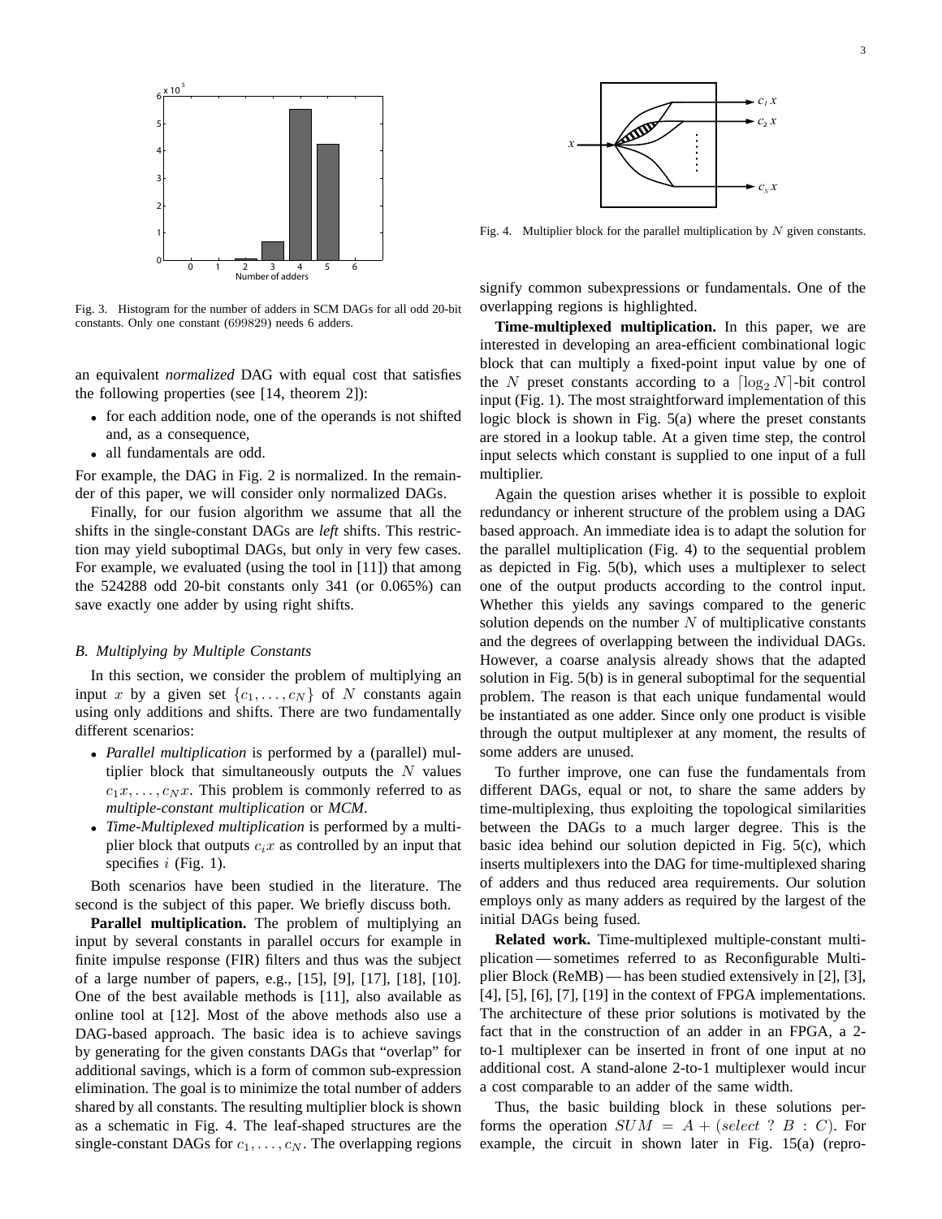Fig. 3. Histogram for the number of adders in SCM DAGs for all odd 20-bit constants. Only one constant (699829) needs 6 adders.

an equivalent *normalized* DAG with equal cost that satisfies the following properties (see [14, theorem 2]):

- for each addition node, one of the operands is not shifted and, as a consequence,
- all fundamentals are odd.

For example, the DAG in Fig. 2 is normalized. In the remainder of this paper, we will consider only normalized DAGs.

Finally, for our fusion algorithm we assume that all the shifts in the single-constant DAGs are *left* shifts. This restriction may yield suboptimal DAGs, but only in very few cases. For example, we evaluated (using the tool in [11]) that among the 524288 odd 20-bit constants only 341 (or 0.065%) can save exactly one adder by using right shifts.

### B. Multiplying by Multiple Constants

In this section, we consider the problem of multiplying an input $x$ by a given set $\{c_1, \ldots, c_N\}$ of $N$ constants again using only additions and shifts. There are two fundamentally different scenarios:

- *Parallel multiplication* is performed by a (parallel) multiplier block that simultaneously outputs the $N$ values $c_1x, \ldots, c_Nx$. This problem is commonly referred to as *multiple-constant multiplication* or *MCM*.
- *Time-Multiplexed multiplication* is performed by a multiplier block that outputs $c_ix$ as controlled by an input that specifies $i$ (Fig. 1).

Both scenarios have been studied in the literature. The second is the subject of this paper. We briefly discuss both.

**Parallel multiplication.** The problem of multiplying an input by several constants in parallel occurs for example in finite impulse response (FIR) filters and thus was the subject of a large number of papers, e.g., [15], [9], [17], [18], [10]. One of the best available methods is [11], also available as online tool at [12]. Most of the above methods also use a DAG-based approach. The basic idea is to achieve savings by generating for the given constants DAGs that "overlap" for additional savings, which is a form of common sub-expression elimination. The goal is to minimize the total number of adders shared by all constants. The resulting multiplier block is shown as a schematic in Fig. 4. The leaf-shaped structures are the single-constant DAGs for $c_1, \ldots, c_N$. The overlapping regions signify common subexpressions or fundamentals. One of the overlapping regions is highlighted.

Fig. 4. Multiplier block for the parallel multiplication by $N$ given constants.

**Time-multiplexed multiplication.** In this paper, we are interested in developing an area-efficient combinational logic block that can multiply a fixed-point input value by one of the $N$ preset constants according to a $\lceil \log_2 N \rceil$-bit control input (Fig. 1). The most straightforward implementation of this logic block is shown in Fig. 5(a) where the preset constants are stored in a lookup table. At a given time step, the control input selects which constant is supplied to one input of a full multiplier.

Again the question arises whether it is possible to exploit redundancy or inherent structure of the problem using a DAG based approach. An immediate idea is to adapt the solution for the parallel multiplication (Fig. 4) to the sequential problem as depicted in Fig. 5(b), which uses a multiplexer to select one of the output products according to the control input. Whether this yields any savings compared to the generic solution depends on the number $N$ of multiplicative constants and the degrees of overlapping between the individual DAGs. However, a coarse analysis already shows that the adapted solution in Fig. 5(b) is in general suboptimal for the sequential problem. The reason is that each unique fundamental would be instantiated as one adder. Since only one product is visible through the output multiplexer at any moment, the results of some adders are unused.

To further improve, one can fuse the fundamentals from different DAGs, equal or not, to share the same adders by time-multiplexing, thus exploiting the topological similarities between the DAGs to a much larger degree. This is the basic idea behind our solution depicted in Fig. 5(c), which inserts multiplexers into the DAG for time-multiplexed sharing of adders and thus reduced area requirements. Our solution employs only as many adders as required by the largest of the initial DAGs being fused.

**Related work.** Time-multiplexed multiple-constant multiplication — sometimes referred to as Reconfigurable Multiplier Block (ReMB) — has been studied extensively in [2], [3], [4], [5], [6], [7], [19] in the context of FPGA implementations. The architecture of these prior solutions is motivated by the fact that in the construction of an adder in an FPGA, a 2-to-1 multiplexer can be inserted in front of one input at no additional cost. A stand-alone 2-to-1 multiplexer would incur a cost comparable to an adder of the same width.

Thus, the basic building block in these solutions performs the operation $SUM = A + (select\ ?\ B : C)$. For example, the circuit in shown later in Fig. 15(a) (repro-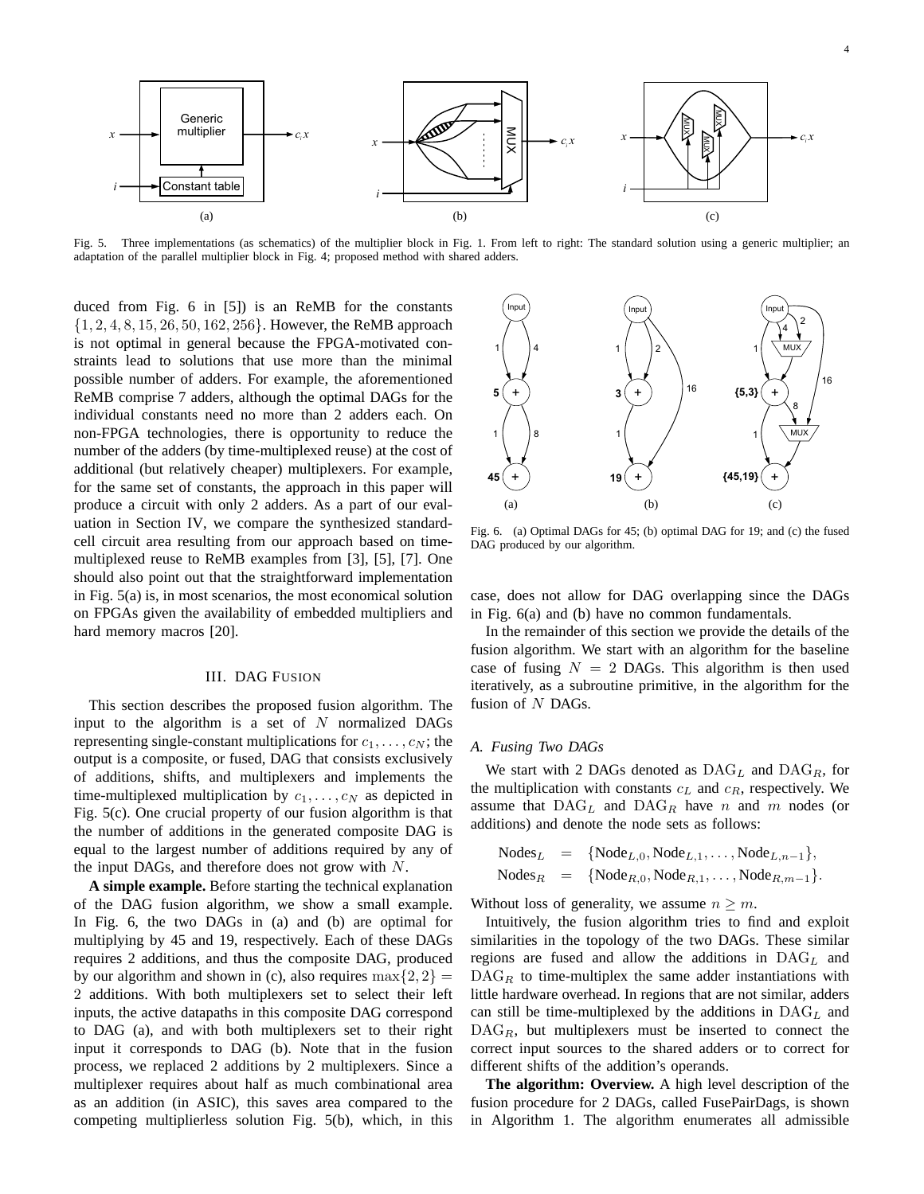Fig. 5. Three implementations (as schematics) of the multiplier block in Fig. 1. From left to right: The standard solution using a generic multiplier; an adaptation of the parallel multiplier block in Fig. 4; proposed method with shared adders.

duced from Fig. 6 in [5]) is an ReMB for the constants $\{1, 2, 4, 8, 15, 26, 50, 162, 256\}$. However, the ReMB approach is not optimal in general because the FPGA-motivated constraints lead to solutions that use more than the minimal possible number of adders. For example, the aforementioned ReMB comprise 7 adders, although the optimal DAGs for the individual constants need no more than 2 adders each. On non-FPGA technologies, there is opportunity to reduce the number of the adders (by time-multiplexed reuse) at the cost of additional (but relatively cheaper) multiplexers. For example, for the same set of constants, the approach in this paper will produce a circuit with only 2 adders. As a part of our evaluation in Section IV, we compare the synthesized standard-cell circuit area resulting from our approach based on time-multiplexed reuse to ReMB examples from [3], [5], [7]. One should also point out that the straightforward implementation in Fig. 5(a) is, in most scenarios, the most economical solution on FPGAs given the availability of embedded multipliers and hard memory macros [20].

## III. DAG Fusion

This section describes the proposed fusion algorithm. The input to the algorithm is a set of $N$ normalized DAGs representing single-constant multiplications for $c_1, \ldots, c_N$; the output is a composite, or fused, DAG that consists exclusively of additions, shifts, and multiplexers and implements the time-multiplexed multiplication by $c_1, \ldots, c_N$ as depicted in Fig. 5(c). One crucial property of our fusion algorithm is that the number of additions in the generated composite DAG is equal to the largest number of additions required by any of the input DAGs, and therefore does not grow with $N$.

**A simple example.** Before starting the technical explanation of the DAG fusion algorithm, we show a small example. In Fig. 6, the two DAGs in (a) and (b) are optimal for multiplying by 45 and 19, respectively. Each of these DAGs requires 2 additions, and thus the composite DAG, produced by our algorithm and shown in (c), also requires $\max\{2, 2\} = 2$ additions. With both multiplexers set to select their left inputs, the active datapaths in this composite DAG correspond to DAG (a), and with both multiplexers set to their right input it corresponds to DAG (b). Note that in the fusion process, we replaced 2 additions by 2 multiplexers. Since a multiplexer requires about half as much combinational area as an addition (in ASIC), this saves area compared to the competing multiplierless solution Fig. 5(b), which, in this case, does not allow for DAG overlapping since the DAGs in Fig. 6(a) and (b) have no common fundamentals.

Fig. 6. (a) Optimal DAGs for 45; (b) optimal DAG for 19; and (c) the fused DAG produced by our algorithm.

In the remainder of this section we provide the details of the fusion algorithm. We start with an algorithm for the baseline case of fusing $N = 2$ DAGs. This algorithm is then used iteratively, as a subroutine primitive, in the algorithm for the fusion of $N$ DAGs.

### A. Fusing Two DAGs

We start with 2 DAGs denoted as $\mathrm{DAG}_L$ and $\mathrm{DAG}_R$, for the multiplication with constants $c_L$ and $c_R$, respectively. We assume that $\mathrm{DAG}_L$ and $\mathrm{DAG}_R$ have $n$ and $m$ nodes (or additions) and denote the node sets as follows:

$$
\begin{aligned}
\mathrm{Nodes}_L &= \{\mathrm{Node}_{L,0}, \mathrm{Node}_{L,1}, \ldots, \mathrm{Node}_{L,n-1}\},\\
\mathrm{Nodes}_R &= \{\mathrm{Node}_{R,0}, \mathrm{Node}_{R,1}, \ldots, \mathrm{Node}_{R,m-1}\}.
\end{aligned}
$$

Without loss of generality, we assume $n \geq m$.

Intuitively, the fusion algorithm tries to find and exploit similarities in the topology of the two DAGs. These similar regions are fused and allow the additions in $\mathrm{DAG}_L$ and $\mathrm{DAG}_R$ to time-multiplex the same adder instantiations with little hardware overhead. In regions that are not similar, adders can still be time-multiplexed by the additions in $\mathrm{DAG}_L$ and $\mathrm{DAG}_R$, but multiplexers must be inserted to connect the correct input sources to the shared adders or to correct for different shifts of the addition's operands.

**The algorithm: Overview.** A high level description of the fusion procedure for 2 DAGs, called FusePairDags, is shown in Algorithm 1. The algorithm enumerates all admissible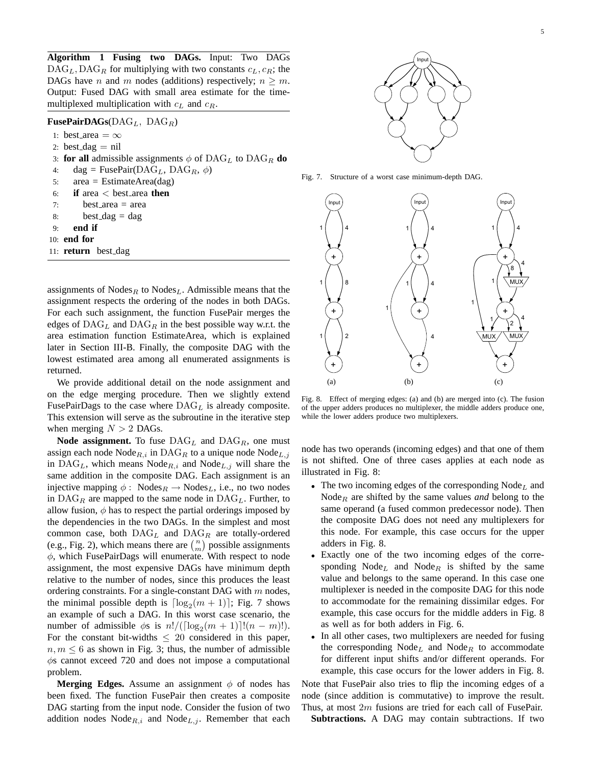**Algorithm 1 Fusing two DAGs.** Input: Two DAGs $\mathrm{DAG}_L, \mathrm{DAG}_R$ for multiplying with two constants $c_L, c_R$; the DAGs have $n$ and $m$ nodes (additions) respectively; $n \geq m$. Output: Fused DAG with small area estimate for the time-multiplexed multiplication with $c_L$ and $c_R$.

```
FusePairDAGs(DAG_L, DAG_R)
1: best_area = ∞
2: best_dag = nil
3: for all admissible assignments φ of DAG_L to DAG_R do
4:     dag = FusePair(DAG_L, DAG_R, φ)
5:     area = EstimateArea(dag)
6:     if area < best_area then
7:         best_area = area
8:         best_dag = dag
9:     end if
10: end for
11: return best_dag
```

assignments of $\mathrm{Nodes}_R$ to $\mathrm{Nodes}_L$. Admissible means that the assignment respects the ordering of the nodes in both DAGs. For each such assignment, the function FusePair merges the edges of $\mathrm{DAG}_L$ and $\mathrm{DAG}_R$ in the best possible way w.r.t. the area estimation function EstimateArea, which is explained later in Section III-B. Finally, the composite DAG with the lowest estimated area among all enumerated assignments is returned.

We provide additional detail on the node assignment and on the edge merging procedure. Then we slightly extend FusePairDags to the case where $\mathrm{DAG}_L$ is already composite. This extension will serve as the subroutine in the iterative step when merging $N > 2$ DAGs.

**Node assignment.** To fuse $\mathrm{DAG}_L$ and $\mathrm{DAG}_R$, one must assign each node $\mathrm{Node}_{R,i}$ in $\mathrm{DAG}_R$ to a unique node $\mathrm{Node}_{L,j}$ in $\mathrm{DAG}_L$, which means $\mathrm{Node}_{R,i}$ and $\mathrm{Node}_{L,j}$ will share the same addition in the composite DAG. Each assignment is an injective mapping $\phi:\ \mathrm{Nodes}_R \rightarrow \mathrm{Nodes}_L$, i.e., no two nodes in $\mathrm{DAG}_R$ are mapped to the same node in $\mathrm{DAG}_L$. Further, to allow fusion, $\phi$ has to respect the partial orderings imposed by the dependencies in the two DAGs. In the simplest and most common case, both $\mathrm{DAG}_L$ and $\mathrm{DAG}_R$ are totally-ordered (e.g., Fig. 2), which means there are $\binom{n}{m}$ possible assignments $\phi$, which FusePairDags will enumerate. With respect to node assignment, the most expensive DAGs have minimum depth relative to the number of nodes, since this produces the least ordering constraints. For a single-constant DAG with $m$ nodes, the minimal possible depth is $\lceil \log_2(m+1) \rceil$; Fig. 7 shows an example of such a DAG. In this worst case scenario, the number of admissible $\phi$s is $n!/(\lceil \log_2(m+1) \rceil!(n-m)!)$. For the constant bit-widths $\leq 20$ considered in this paper, $n, m \leq 6$ as shown in Fig. 3; thus, the number of admissible $\phi$s cannot exceed 720 and does not impose a computational problem.

**Merging Edges.** Assume an assignment $\phi$ of nodes has been fixed. The function FusePair then creates a composite DAG starting from the input node. Consider the fusion of two addition nodes $\mathrm{Node}_{R,i}$ and $\mathrm{Node}_{L,j}$. Remember that each

Fig. 7. Structure of a worst case minimum-depth DAG.

Fig. 8. Effect of merging edges: (a) and (b) are merged into (c). The fusion of the upper adders produces no multiplexer, the middle adders produce one, while the lower adders produce two multiplexers.

node has two operands (incoming edges) and that one of them is not shifted. One of three cases applies at each node as illustrated in Fig. 8:

- The two incoming edges of the corresponding $\mathrm{Node}_L$ and $\mathrm{Node}_R$ are shifted by the same values *and* belong to the same operand (a fused common predecessor node). Then the composite DAG does not need any multiplexers for this node. For example, this case occurs for the upper adders in Fig. 8.
- Exactly one of the two incoming edges of the corresponding $\mathrm{Node}_L$ and $\mathrm{Node}_R$ is shifted by the same value and belongs to the same operand. In this case one multiplexer is needed in the composite DAG for this node to accommodate for the remaining dissimilar edges. For example, this case occurs for the middle adders in Fig. 8 as well as for both adders in Fig. 6.
- In all other cases, two multiplexers are needed for fusing the corresponding $\mathrm{Node}_L$ and $\mathrm{Node}_R$ to accommodate for different input shifts and/or different operands. For example, this case occurs for the lower adders in Fig. 8.

Note that FusePair also tries to flip the incoming edges of a node (since addition is commutative) to improve the result. Thus, at most $2m$ fusions are tried for each call of FusePair.

**Subtractions.** A DAG may contain subtractions. If two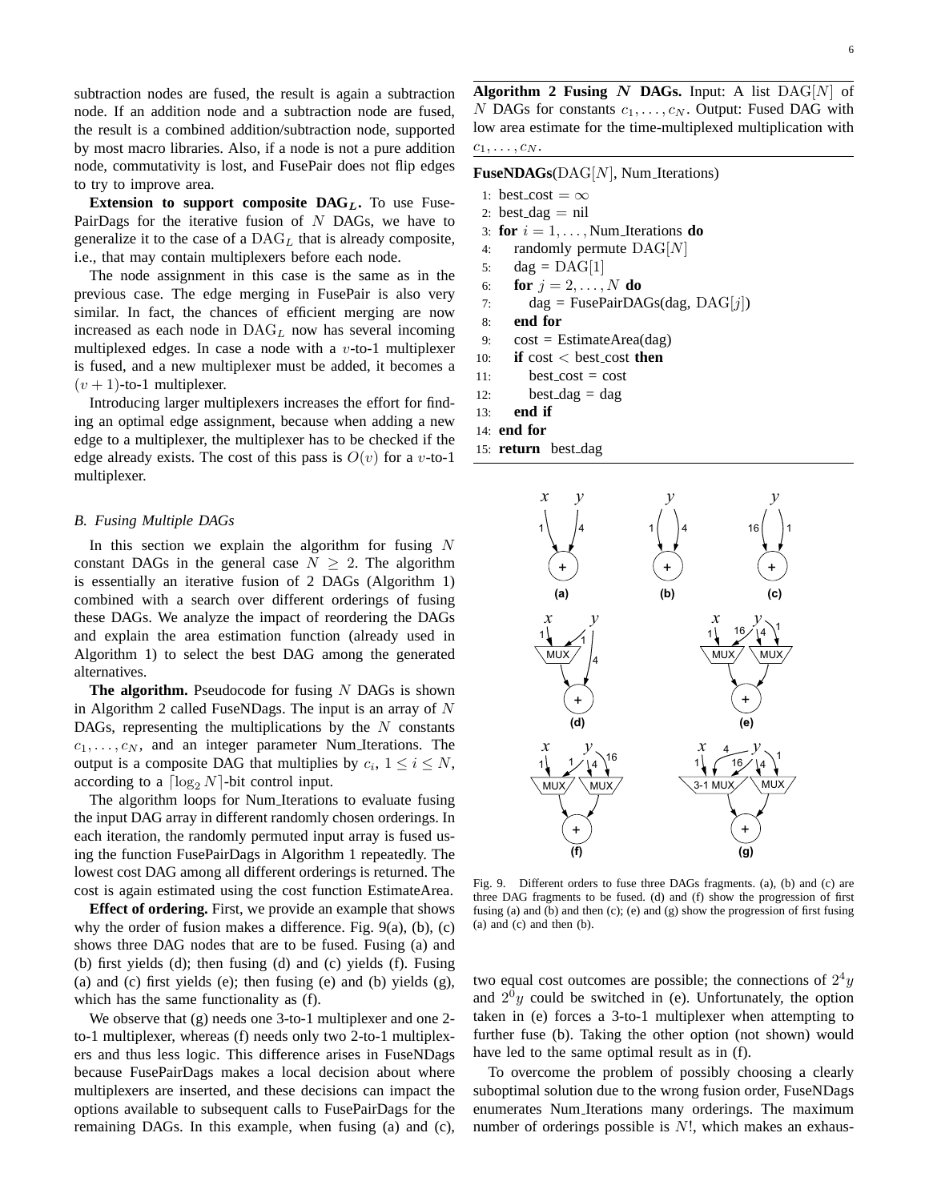subtraction nodes are fused, the result is again a subtraction node. If an addition node and a subtraction node are fused, the result is a combined addition/subtraction node, supported by most macro libraries. Also, if a node is not a pure addition node, commutativity is lost, and FusePair does not flip edges to try to improve area.

**Extension to support composite $\text{DAG}_L$.** To use FusePairDags for the iterative fusion of $N$ DAGs, we have to generalize it to the case of a $\text{DAG}_L$ that is already composite, i.e., that may contain multiplexers before each node.

The node assignment in this case is the same as in the previous case. The edge merging in FusePair is also very similar. In fact, the chances of efficient merging are now increased as each node in $\text{DAG}_L$ now has several incoming multiplexed edges. In case a node with a $v$-to-1 multiplexer is fused, and a new multiplexer must be added, it becomes a $(v+1)$-to-1 multiplexer.

Introducing larger multiplexers increases the effort for finding an optimal edge assignment, because when adding a new edge to a multiplexer, the multiplexer has to be checked if the edge already exists. The cost of this pass is $O(v)$ for a $v$-to-1 multiplexer.

### *B. Fusing Multiple DAGs*

In this section we explain the algorithm for fusing $N$ constant DAGs in the general case $N \geq 2$. The algorithm is essentially an iterative fusion of 2 DAGs (Algorithm 1) combined with a search over different orderings of fusing these DAGs. We analyze the impact of reordering the DAGs and explain the area estimation function (already used in Algorithm 1) to select the best DAG among the generated alternatives.

**The algorithm.** Pseudocode for fusing $N$ DAGs is shown in Algorithm 2 called FuseNDags. The input is an array of $N$ DAGs, representing the multiplications by the $N$ constants $c_1, \ldots, c_N$, and an integer parameter Num_Iterations. The output is a composite DAG that multiplies by $c_i$, $1 \leq i \leq N$, according to a $\lceil \log_2 N \rceil$-bit control input.

The algorithm loops for Num_Iterations to evaluate fusing the input DAG array in different randomly chosen orderings. In each iteration, the randomly permuted input array is fused using the function FusePairDags in Algorithm 1 repeatedly. The lowest cost DAG among all different orderings is returned. The cost is again estimated using the cost function EstimateArea.

**Effect of ordering.** First, we provide an example that shows why the order of fusion makes a difference. Fig. 9(a), (b), (c) shows three DAG nodes that are to be fused. Fusing (a) and (b) first yields (d); then fusing (d) and (c) yields (f). Fusing (a) and (c) first yields (e); then fusing (e) and (b) yields (g), which has the same functionality as (f).

We observe that (g) needs one 3-to-1 multiplexer and one 2-to-1 multiplexer, whereas (f) needs only two 2-to-1 multiplexers and thus less logic. This difference arises in FuseNDags because FusePairDags makes a local decision about where multiplexers are inserted, and these decisions can impact the options available to subsequent calls to FusePairDags for the remaining DAGs. In this example, when fusing (a) and (c), two equal cost outcomes are possible; the connections of $2^4 y$ and $2^0 y$ could be switched in (e). Unfortunately, the option taken in (e) forces a 3-to-1 multiplexer when attempting to further fuse (b). Taking the other option (not shown) would have led to the same optimal result as in (f).

To overcome the problem of possibly choosing a clearly suboptimal solution due to the wrong fusion order, FuseNDags enumerates Num_Iterations many orderings. The maximum number of orderings possible is $N!$, which makes an exhaus-

**Algorithm 2 Fusing $N$ DAGs.** Input: A list $\text{DAG}[N]$ of $N$ DAGs for constants $c_1, \ldots, c_N$. Output: Fused DAG with low area estimate for the time-multiplexed multiplication with $c_1, \ldots, c_N$.

```
FuseNDAGs(DAG[N], Num_Iterations)
 1: best_cost = ∞
 2: best_dag = nil
 3: for i = 1, ..., Num_Iterations do
 4:    randomly permute DAG[N]
 5:    dag = DAG[1]
 6:    for j = 2, ..., N do
 7:       dag = FusePairDAGs(dag, DAG[j])
 8:    end for
 9:    cost = EstimateArea(dag)
10:    if cost < best_cost then
11:       best_cost = cost
12:       best_dag = dag
13:    end if
14: end for
15: return best_dag
```

Fig. 9. Different orders to fuse three DAGs fragments. (a), (b) and (c) are three DAG fragments to be fused. (d) and (f) show the progression of first fusing (a) and (b) and then (c); (e) and (g) show the progression of first fusing (a) and (c) and then (b).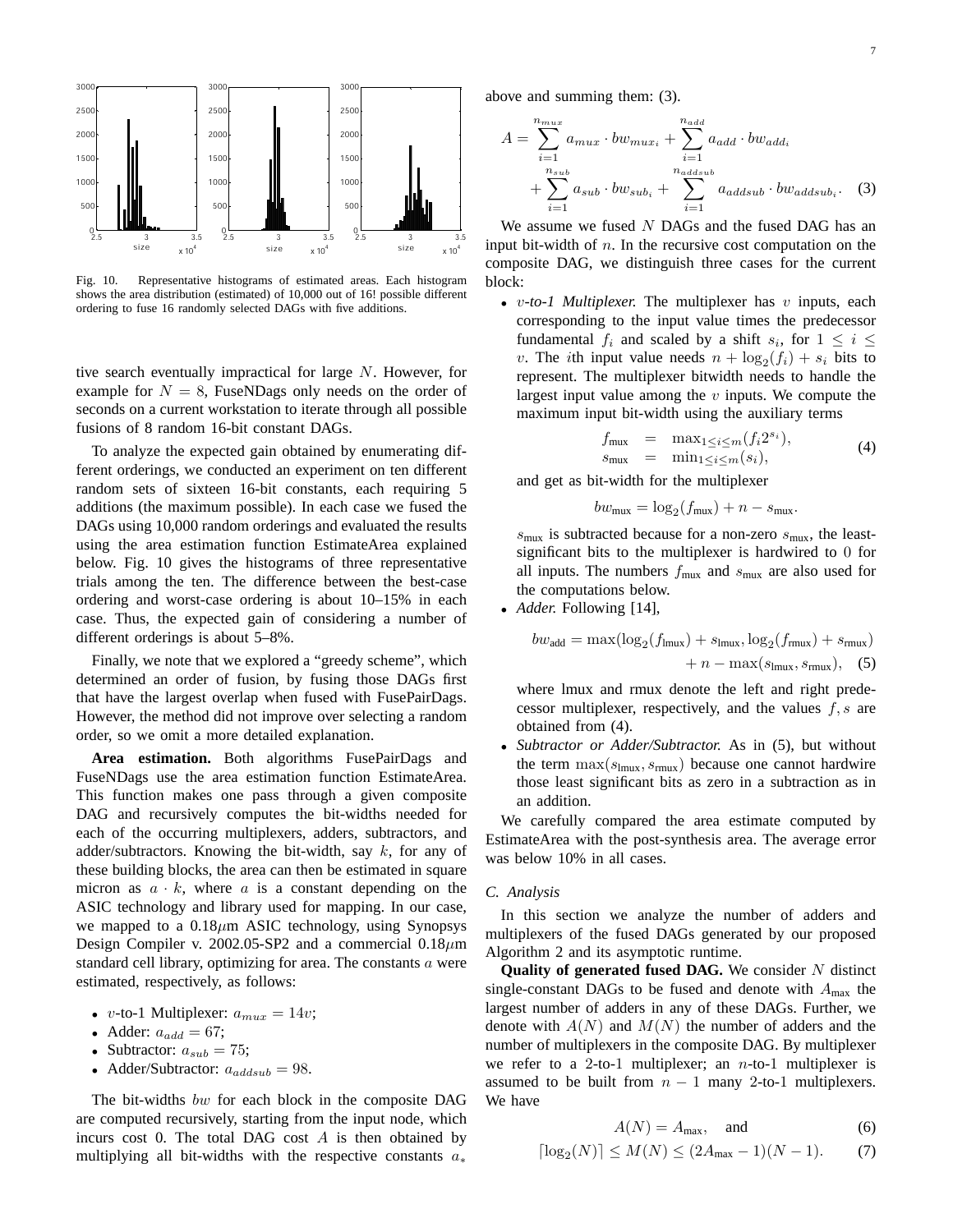Fig. 10. Representative histograms of estimated areas. Each histogram shows the area distribution (estimated) of 10,000 out of 16! possible different ordering to fuse 16 randomly selected DAGs with five additions.

tive search eventually impractical for large $N$. However, for example for $N = 8$, FuseNDags only needs on the order of seconds on a current workstation to iterate through all possible fusions of 8 random 16-bit constant DAGs.

To analyze the expected gain obtained by enumerating different orderings, we conducted an experiment on ten different random sets of sixteen 16-bit constants, each requiring 5 additions (the maximum possible). In each case we fused the DAGs using 10,000 random orderings and evaluated the results using the area estimation function EstimateArea explained below. Fig. 10 gives the histograms of three representative trials among the ten. The difference between the best-case ordering and worst-case ordering is about 10–15% in each case. Thus, the expected gain of considering a number of different orderings is about 5–8%.

Finally, we note that we explored a "greedy scheme", which determined an order of fusion, by fusing those DAGs first that have the largest overlap when fused with FusePairDags. However, the method did not improve over selecting a random order, so we omit a more detailed explanation.

**Area estimation.** Both algorithms FusePairDags and FuseNDags use the area estimation function EstimateArea. This function makes one pass through a given composite DAG and recursively computes the bit-widths needed for each of the occurring multiplexers, adders, subtractors, and adder/subtractors. Knowing the bit-width, say $k$, for any of these building blocks, the area can then be estimated in square micron as $a \cdot k$, where $a$ is a constant depending on the ASIC technology and library used for mapping. In our case, we mapped to a 0.18$\mu$m ASIC technology, using Synopsys Design Compiler v. 2002.05-SP2 and a commercial 0.18$\mu$m standard cell library, optimizing for area. The constants $a$ were estimated, respectively, as follows:

- $v$-to-1 Multiplexer: $a_{mux} = 14v$;
- Adder: $a_{add} = 67$;
- Subtractor: $a_{sub} = 75$;
- Adder/Subtractor: $a_{addsub} = 98$.

The bit-widths $bw$ for each block in the composite DAG are computed recursively, starting from the input node, which incurs cost 0. The total DAG cost $A$ is then obtained by multiplying all bit-widths with the respective constants $a_*$ above and summing them: (3).

$$
\begin{aligned}
A = & \sum_{i=1}^{n_{mux}} a_{mux} \cdot bw_{mux_i} + \sum_{i=1}^{n_{add}} a_{add} \cdot bw_{add_i} \\
& + \sum_{i=1}^{n_{sub}} a_{sub} \cdot bw_{sub_i} + \sum_{i=1}^{n_{addsub}} a_{addsub} \cdot bw_{addsub_i}. \quad (3)
\end{aligned}
$$

We assume we fused $N$ DAGs and the fused DAG has an input bit-width of $n$. In the recursive cost computation on the composite DAG, we distinguish three cases for the current block:

- *$v$-to-1 Multiplexer.* The multiplexer has $v$ inputs, each corresponding to the input value times the predecessor fundamental $f_i$ and scaled by a shift $s_i$, for $1 \leq i \leq v$. The $i$th input value needs $n + \log_2(f_i) + s_i$ bits to represent. The multiplexer bitwidth needs to handle the largest input value among the $v$ inputs. We compute the maximum input bit-width using the auxiliary terms

$$
\begin{aligned}
f_{\text{mux}} &= \max_{1 \leq i \leq m}(f_i 2^{s_i}), \\
s_{\text{mux}} &= \min_{1 \leq i \leq m}(s_i),
\end{aligned} \quad (4)
$$

  and get as bit-width for the multiplexer

$$
bw_{\text{mux}} = \log_2(f_{\text{mux}}) + n - s_{\text{mux}}.
$$

  $s_{\text{mux}}$ is subtracted because for a non-zero $s_{\text{mux}}$, the least-significant bits to the multiplexer is hardwired to 0 for all inputs. The numbers $f_{\text{mux}}$ and $s_{\text{mux}}$ are also used for the computations below.

- *Adder.* Following [14],

$$
\begin{aligned}
bw_{\text{add}} = & \max(\log_2(f_{\text{lmux}}) + s_{\text{lmux}}, \log_2(f_{\text{rmux}}) + s_{\text{rmux}}) \\
& + n - \max(s_{\text{lmux}}, s_{\text{rmux}}), \quad (5)
\end{aligned}
$$

  where lmux and rmux denote the left and right predecessor multiplexer, respectively, and the values $f, s$ are obtained from (4).

- *Subtractor or Adder/Subtractor.* As in (5), but without the term $\max(s_{\text{lmux}}, s_{\text{rmux}})$ because one cannot hardwire those least significant bits as zero in a subtraction as in an addition.

We carefully compared the area estimate computed by EstimateArea with the post-synthesis area. The average error was below 10% in all cases.

### C. Analysis

In this section we analyze the number of adders and multiplexers of the fused DAGs generated by our proposed Algorithm 2 and its asymptotic runtime.

**Quality of generated fused DAG.** We consider $N$ distinct single-constant DAGs to be fused and denote with $A_{\max}$ the largest number of adders in any of these DAGs. Further, we denote with $A(N)$ and $M(N)$ the number of adders and the number of multiplexers in the composite DAG. By multiplexer we refer to a 2-to-1 multiplexer; an $n$-to-1 multiplexer is assumed to be built from $n-1$ many 2-to-1 multiplexers. We have

$$
A(N) = A_{\max}, \quad \text{and} \quad (6)
$$

$$
\lceil \log_2(N) \rceil \leq M(N) \leq (2A_{\max} - 1)(N - 1). \quad (7)
$$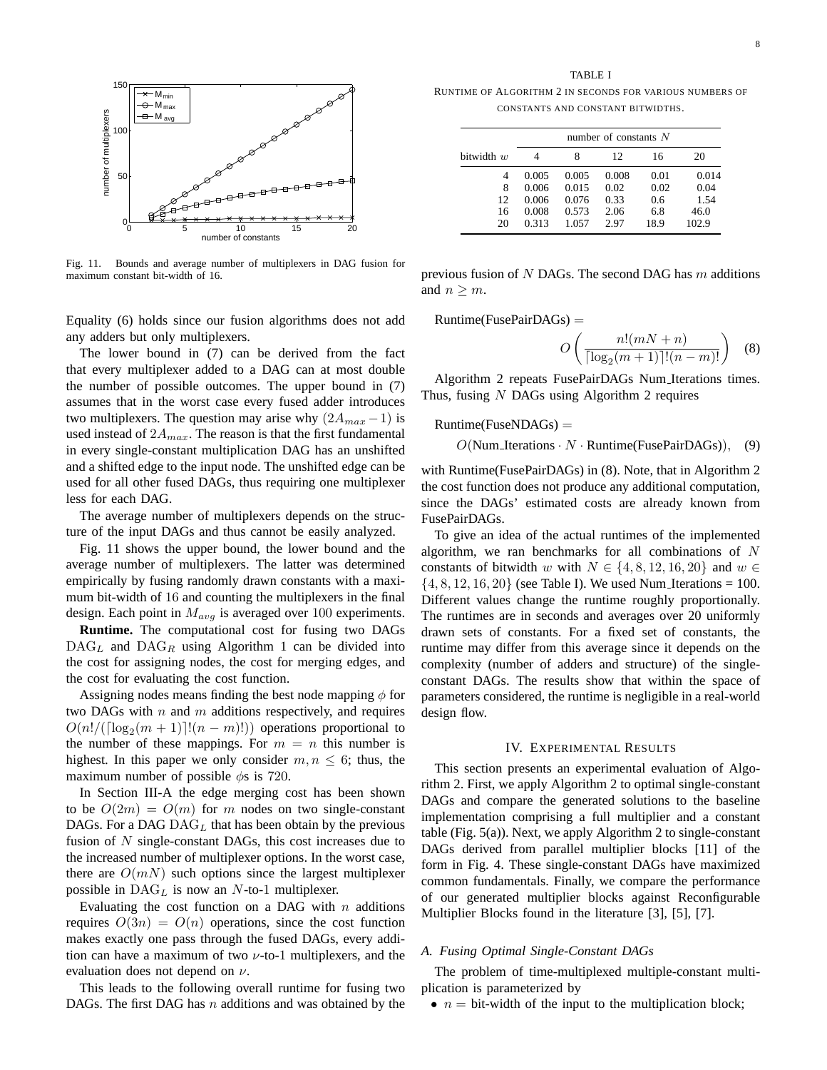Fig. 11. Bounds and average number of multiplexers in DAG fusion for maximum constant bit-width of 16.

Equality (6) holds since our fusion algorithms does not add any adders but only multiplexers.

The lower bound in (7) can be derived from the fact that every multiplexer added to a DAG can at most double the number of possible outcomes. The upper bound in (7) assumes that in the worst case every fused adder introduces two multiplexers. The question may arise why $(2A_{max} - 1)$ is used instead of $2A_{max}$. The reason is that the first fundamental in every single-constant multiplication DAG has an unshifted and a shifted edge to the input node. The unshifted edge can be used for all other fused DAGs, thus requiring one multiplexer less for each DAG.

The average number of multiplexers depends on the structure of the input DAGs and thus cannot be easily analyzed.

Fig. 11 shows the upper bound, the lower bound and the average number of multiplexers. The latter was determined empirically by fusing randomly drawn constants with a maximum bit-width of 16 and counting the multiplexers in the final design. Each point in $M_{avg}$ is averaged over 100 experiments.

**Runtime.** The computational cost for fusing two DAGs $\mathrm{DAG}_L$ and $\mathrm{DAG}_R$ using Algorithm 1 can be divided into the cost for assigning nodes, the cost for merging edges, and the cost for evaluating the cost function.

Assigning nodes means finding the best node mapping $\phi$ for two DAGs with $n$ and $m$ additions respectively, and requires $O(n!/(\lceil \log_2(m+1) \rceil!(n-m)!))$ operations proportional to the number of these mappings. For $m = n$ this number is highest. In this paper we only consider $m, n \leq 6$; thus, the maximum number of possible $\phi$s is 720.

In Section III-A the edge merging cost has been shown to be $O(2m) = O(m)$ for $m$ nodes on two single-constant DAGs. For a DAG $\mathrm{DAG}_L$ that has been obtain by the previous fusion of $N$ single-constant DAGs, this cost increases due to the increased number of multiplexer options. In the worst case, there are $O(mN)$ such options since the largest multiplexer possible in $\mathrm{DAG}_L$ is now an $N$-to-1 multiplexer.

Evaluating the cost function on a DAG with $n$ additions requires $O(3n) = O(n)$ operations, since the cost function makes exactly one pass through the fused DAGs, every addition can have a maximum of two $\nu$-to-1 multiplexers, and the evaluation does not depend on $\nu$.

This leads to the following overall runtime for fusing two DAGs. The first DAG has $n$ additions and was obtained by the previous fusion of $N$ DAGs. The second DAG has $m$ additions and $n \geq m$.

$$\text{Runtime(FusePairDAGs)} = O\left(\frac{n!(mN+n)}{\lceil \log_2(m+1) \rceil!(n-m)!}\right) \quad (8)$$

Algorithm 2 repeats FusePairDAGs Num_Iterations times. Thus, fusing $N$ DAGs using Algorithm 2 requires

$$\text{Runtime(FuseNDAGs)} = O(\text{Num\_Iterations} \cdot N \cdot \text{Runtime(FusePairDAGs)}), \quad (9)$$

with Runtime(FusePairDAGs) in (8). Note, that in Algorithm 2 the cost function does not produce any additional computation, since the DAGs' estimated costs are already known from FusePairDAGs.

To give an idea of the actual runtimes of the implemented algorithm, we ran benchmarks for all combinations of $N$ constants of bitwidth $w$ with $N \in \{4, 8, 12, 16, 20\}$ and $w \in \{4, 8, 12, 16, 20\}$ (see Table I). We used Num_Iterations = 100. Different values change the runtime roughly proportionally. The runtimes are in seconds and averages over 20 uniformly drawn sets of constants. For a fixed set of constants, the runtime may differ from this average since it depends on the complexity (number of adders and structure) of the single-constant DAGs. The results show that within the space of parameters considered, the runtime is negligible in a real-world design flow.

TABLE I
RUNTIME OF ALGORITHM 2 IN SECONDS FOR VARIOUS NUMBERS OF CONSTANTS AND CONSTANT BITWIDTHS.

| | number of constants $N$ | | | | |
|---|---|---|---|---|---|
| bitwidth $w$ | 4 | 8 | 12 | 16 | 20 |
| 4 | 0.005 | 0.005 | 0.008 | 0.01 | 0.014 |
| 8 | 0.006 | 0.015 | 0.02 | 0.02 | 0.04 |
| 12 | 0.006 | 0.076 | 0.33 | 0.6 | 1.54 |
| 16 | 0.008 | 0.573 | 2.06 | 6.8 | 46.0 |
| 20 | 0.313 | 1.057 | 2.97 | 18.9 | 102.9 |

## IV. Experimental Results

This section presents an experimental evaluation of Algorithm 2. First, we apply Algorithm 2 to optimal single-constant DAGs and compare the generated solutions to the baseline implementation comprising a full multiplier and a constant table (Fig. 5(a)). Next, we apply Algorithm 2 to single-constant DAGs derived from parallel multiplier blocks [11] of the form in Fig. 4. These single-constant DAGs have maximized common fundamentals. Finally, we compare the performance of our generated multiplier blocks against Reconfigurable Multiplier Blocks found in the literature [3], [5], [7].

### A. Fusing Optimal Single-Constant DAGs

The problem of time-multiplexed multiple-constant multiplication is parameterized by

- $n$ = bit-width of the input to the multiplication block;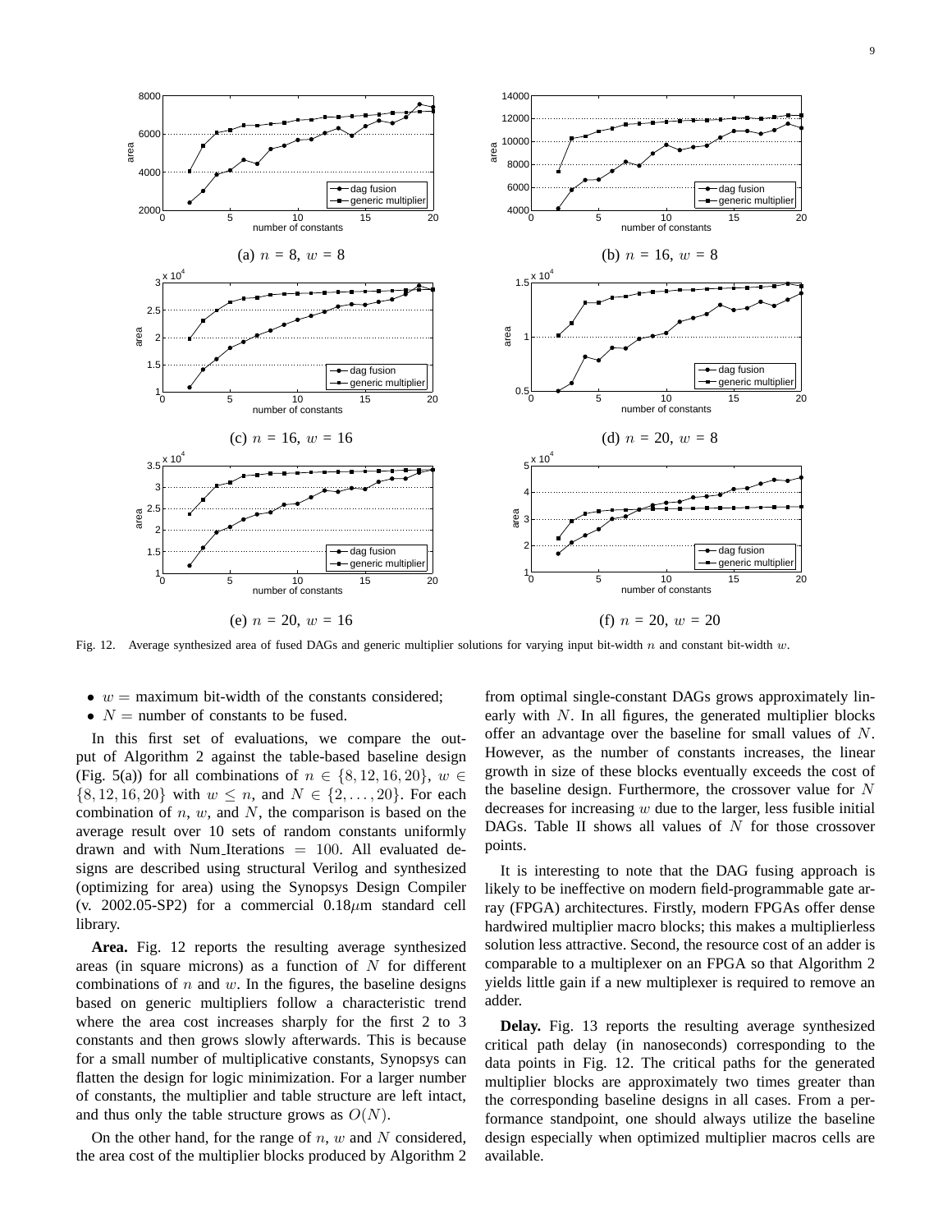(a) $n = 8$, $w = 8$

(b) $n = 16$, $w = 8$

(c) $n = 16$, $w = 16$

(d) $n = 20$, $w = 8$

(e) $n = 20$, $w = 16$

(f) $n = 20$, $w = 20$

Fig. 12. Average synthesized area of fused DAGs and generic multiplier solutions for varying input bit-width $n$ and constant bit-width $w$.

- $w$ = maximum bit-width of the constants considered;
- $N$ = number of constants to be fused.

In this first set of evaluations, we compare the output of Algorithm 2 against the table-based baseline design (Fig. 5(a)) for all combinations of $n \in \{8, 12, 16, 20\}$, $w \in \{8, 12, 16, 20\}$ with $w \leq n$, and $N \in \{2, \ldots, 20\}$. For each combination of $n$, $w$, and $N$, the comparison is based on the average result over 10 sets of random constants uniformly drawn and with Num_Iterations $= 100$. All evaluated designs are described using structural Verilog and synthesized (optimizing for area) using the Synopsys Design Compiler (v. 2002.05-SP2) for a commercial 0.18$\mu$m standard cell library.

**Area.** Fig. 12 reports the resulting average synthesized areas (in square microns) as a function of $N$ for different combinations of $n$ and $w$. In the figures, the baseline designs based on generic multipliers follow a characteristic trend where the area cost increases sharply for the first 2 to 3 constants and then grows slowly afterwards. This is because for a small number of multiplicative constants, Synopsys can flatten the design for logic minimization. For a larger number of constants, the multiplier and table structure are left intact, and thus only the table structure grows as $O(N)$.

On the other hand, for the range of $n$, $w$ and $N$ considered, the area cost of the multiplier blocks produced by Algorithm 2 from optimal single-constant DAGs grows approximately linearly with $N$. In all figures, the generated multiplier blocks offer an advantage over the baseline for small values of $N$. However, as the number of constants increases, the linear growth in size of these blocks eventually exceeds the cost of the baseline design. Furthermore, the crossover value for $N$ decreases for increasing $w$ due to the larger, less fusible initial DAGs. Table II shows all values of $N$ for those crossover points.

It is interesting to note that the DAG fusing approach is likely to be ineffective on modern field-programmable gate array (FPGA) architectures. Firstly, modern FPGAs offer dense hardwired multiplier macro blocks; this makes a multiplierless solution less attractive. Second, the resource cost of an adder is comparable to a multiplexer on an FPGA so that Algorithm 2 yields little gain if a new multiplexer is required to remove an adder.

**Delay.** Fig. 13 reports the resulting average synthesized critical path delay (in nanoseconds) corresponding to the data points in Fig. 12. The critical paths for the generated multiplier blocks are approximately two times greater than the corresponding baseline designs in all cases. From a performance standpoint, one should always utilize the baseline design especially when optimized multiplier macros cells are available.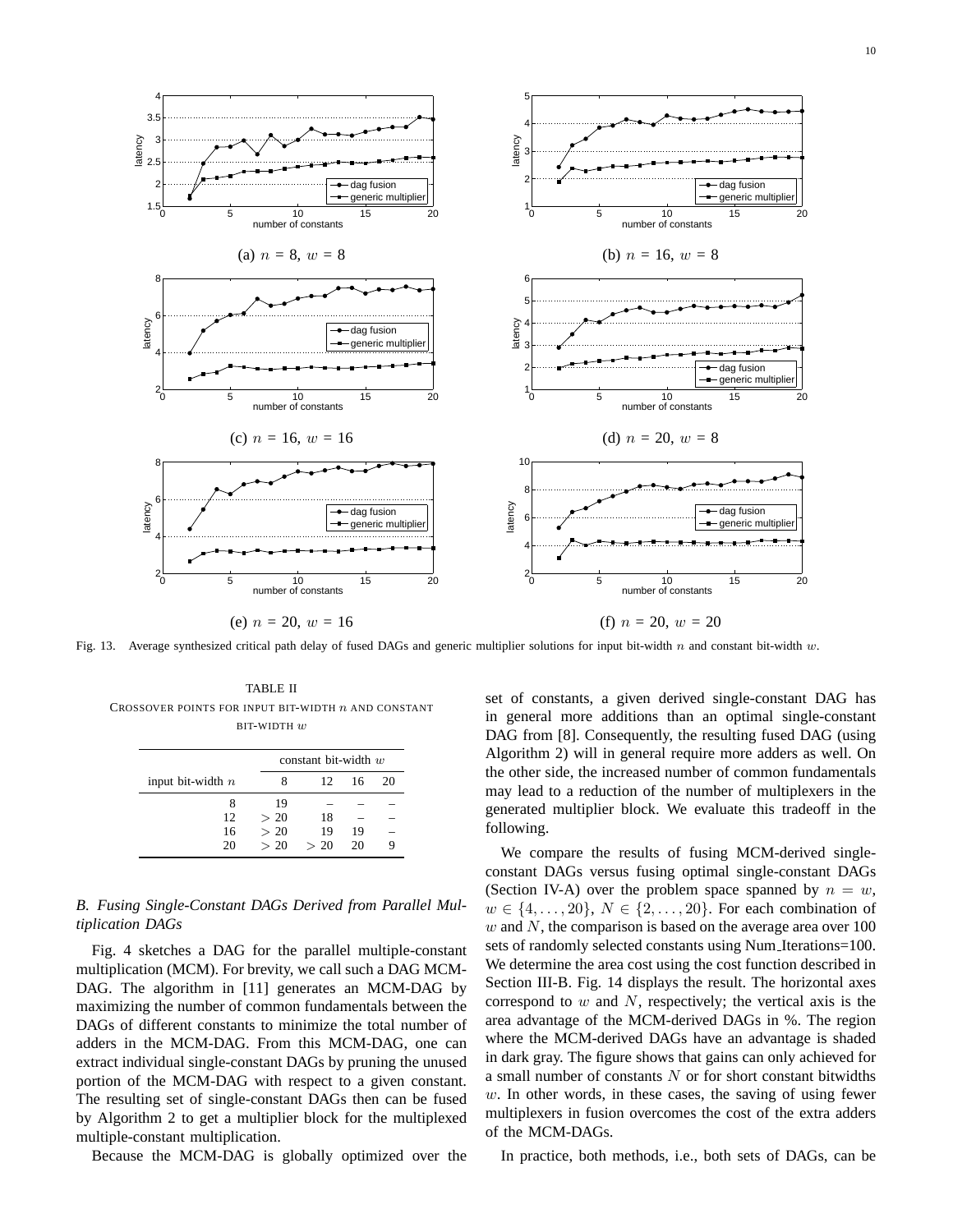Fig. 13. Average synthesized critical path delay of fused DAGs and generic multiplier solutions for input bit-width $n$ and constant bit-width $w$.

TABLE II
CROSSOVER POINTS FOR INPUT BIT-WIDTH $n$ AND CONSTANT BIT-WIDTH $w$

| | constant bit-width $w$ | | | |
|---|---|---|---|---|
| input bit-width $n$ | 8 | 12 | 16 | 20 |
| 8 | 19 | – | – | – |
| 12 | $> 20$ | 18 | – | – |
| 16 | $> 20$ | 19 | 19 | – |
| 20 | $> 20$ | $> 20$ | 20 | 9 |

### B. Fusing Single-Constant DAGs Derived from Parallel Multiplication DAGs

Fig. 4 sketches a DAG for the parallel multiple-constant multiplication (MCM). For brevity, we call such a DAG MCM-DAG. The algorithm in [11] generates an MCM-DAG by maximizing the number of common fundamentals between the DAGs of different constants to minimize the total number of adders in the MCM-DAG. From this MCM-DAG, one can extract individual single-constant DAGs by pruning the unused portion of the MCM-DAG with respect to a given constant. The resulting set of single-constant DAGs then can be fused by Algorithm 2 to get a multiplier block for the multiplexed multiple-constant multiplication.

Because the MCM-DAG is globally optimized over the set of constants, a given derived single-constant DAG has in general more additions than an optimal single-constant DAG from [8]. Consequently, the resulting fused DAG (using Algorithm 2) will in general require more adders as well. On the other side, the increased number of common fundamentals may lead to a reduction of the number of multiplexers in the generated multiplier block. We evaluate this tradeoff in the following.

We compare the results of fusing MCM-derived single-constant DAGs versus fusing optimal single-constant DAGs (Section IV-A) over the problem space spanned by $n = w$, $w \in \{4, \ldots, 20\}$, $N \in \{2, \ldots, 20\}$. For each combination of $w$ and $N$, the comparison is based on the average area over 100 sets of randomly selected constants using Num_Iterations=100. We determine the area cost using the cost function described in Section III-B. Fig. 14 displays the result. The horizontal axes correspond to $w$ and $N$, respectively; the vertical axis is the area advantage of the MCM-derived DAGs in %. The region where the MCM-derived DAGs have an advantage is shaded in dark gray. The figure shows that gains can only achieved for a small number of constants $N$ or for short constant bitwidths $w$. In other words, in these cases, the saving of using fewer multiplexers in fusion overcomes the cost of the extra adders of the MCM-DAGs.

In practice, both methods, i.e., both sets of DAGs, can be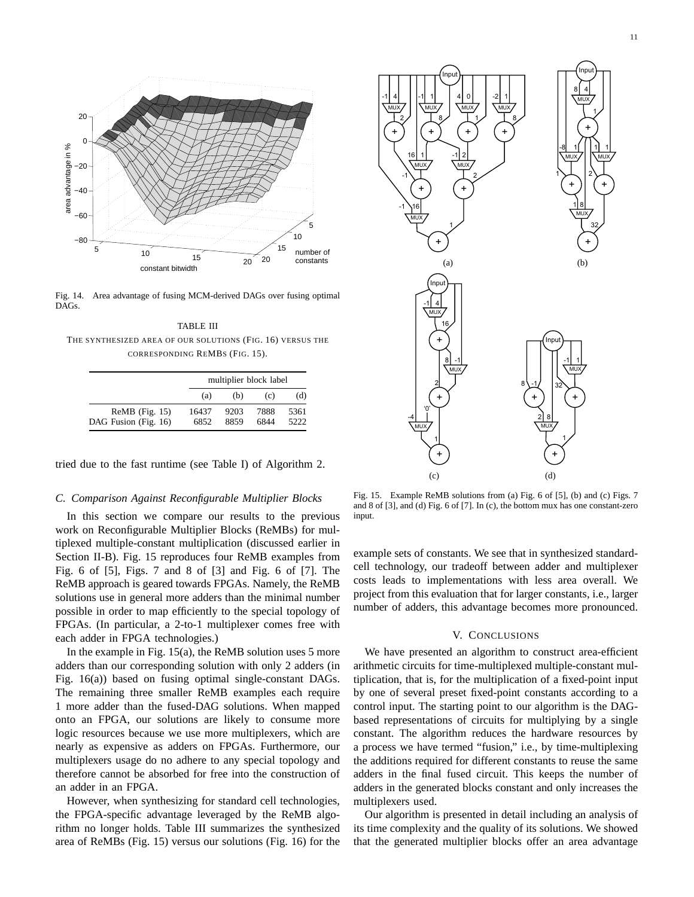Fig. 14. Area advantage of fusing MCM-derived DAGs over fusing optimal DAGs.

TABLE III
THE SYNTHESIZED AREA OF OUR SOLUTIONS (FIG. 16) VERSUS THE CORRESPONDING REMBS (FIG. 15).

| | multiplier block label | | | |
|---|---|---|---|---|
| | (a) | (b) | (c) | (d) |
| ReMB (Fig. 15) | 16437 | 9203 | 7888 | 5361 |
| DAG Fusion (Fig. 16) | 6852 | 8859 | 6844 | 5222 |

tried due to the fast runtime (see Table I) of Algorithm 2.

### C. Comparison Against Reconfigurable Multiplier Blocks

In this section we compare our results to the previous work on Reconfigurable Multiplier Blocks (ReMBs) for multiplexed multiple-constant multiplication (discussed earlier in Section II-B). Fig. 15 reproduces four ReMB examples from Fig. 6 of [5], Figs. 7 and 8 of [3] and Fig. 6 of [7]. The ReMB approach is geared towards FPGAs. Namely, the ReMB solutions use in general more adders than the minimal number possible in order to map efficiently to the special topology of FPGAs. (In particular, a 2-to-1 multiplexer comes free with each adder in FPGA technologies.)

In the example in Fig. 15(a), the ReMB solution uses 5 more adders than our corresponding solution with only 2 adders (in Fig. 16(a)) based on fusing optimal single-constant DAGs. The remaining three smaller ReMB examples each require 1 more adder than the fused-DAG solutions. When mapped onto an FPGA, our solutions are likely to consume more logic resources because we use more multiplexers, which are nearly as expensive as adders on FPGAs. Furthermore, our multiplexers usage do no adhere to any special topology and therefore cannot be absorbed for free into the construction of an adder in an FPGA.

However, when synthesizing for standard cell technologies, the FPGA-specific advantage leveraged by the ReMB algorithm no longer holds. Table III summarizes the synthesized area of ReMBs (Fig. 15) versus our solutions (Fig. 16) for the example sets of constants. We see that in synthesized standard-cell technology, our tradeoff between adder and multiplexer costs leads to implementations with less area overall. We project from this evaluation that for larger constants, i.e., larger number of adders, this advantage becomes more pronounced.

Fig. 15. Example ReMB solutions from (a) Fig. 6 of [5], (b) and (c) Figs. 7 and 8 of [3], and (d) Fig. 6 of [7]. In (c), the bottom mux has one constant-zero input.

## V. CONCLUSIONS

We have presented an algorithm to construct area-efficient arithmetic circuits for time-multiplexed multiple-constant multiplication, that is, for the multiplication of a fixed-point input by one of several preset fixed-point constants according to a control input. The starting point to our algorithm is the DAG-based representations of circuits for multiplying by a single constant. The algorithm reduces the hardware resources by a process we have termed "fusion," i.e., by time-multiplexing the additions required for different constants to reuse the same adders in the final fused circuit. This keeps the number of adders in the generated blocks constant and only increases the multiplexers used.

Our algorithm is presented in detail including an analysis of its time complexity and the quality of its solutions. We showed that the generated multiplier blocks offer an area advantage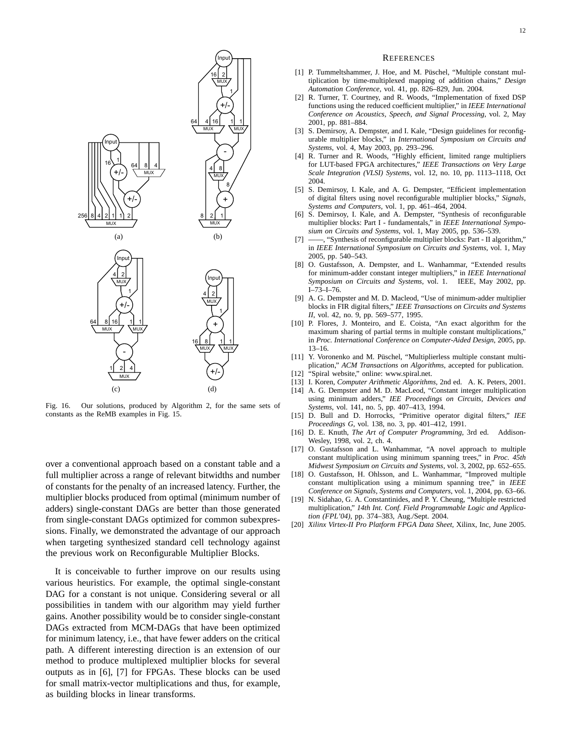Fig. 16. Our solutions, produced by Algorithm 2, for the same sets of constants as the ReMB examples in Fig. 15.

over a conventional approach based on a constant table and a full multiplier across a range of relevant bitwidths and number of constants for the penalty of an increased latency. Further, the multiplier blocks produced from optimal (minimum number of adders) single-constant DAGs are better than those generated from single-constant DAGs optimized for common subexpressions. Finally, we demonstrated the advantage of our approach when targeting synthesized standard cell technology against the previous work on Reconfigurable Multiplier Blocks.

It is conceivable to further improve on our results using various heuristics. For example, the optimal single-constant DAG for a constant is not unique. Considering several or all possibilities in tandem with our algorithm may yield further gains. Another possibility would be to consider single-constant DAGs extracted from MCM-DAGs that have been optimized for minimum latency, i.e., that have fewer adders on the critical path. A different interesting direction is an extension of our method to produce multiplexed multiplier blocks for several outputs as in [6], [7] for FPGAs. These blocks can be used for small matrix-vector multiplications and thus, for example, as building blocks in linear transforms.

## References

[1] P. Tummeltshammer, J. Hoe, and M. Püschel, "Multiple constant multiplication by time-multiplexed mapping of addition chains," *Design Automation Conference*, vol. 41, pp. 826–829, Jun. 2004.

[2] R. Turner, T. Courtney, and R. Woods, "Implementation of fixed DSP functions using the reduced coefficient multiplier," in *IEEE International Conference on Acoustics, Speech, and Signal Processing*, vol. 2, May 2001, pp. 881–884.

[3] S. Demirsoy, A. Dempster, and I. Kale, "Design guidelines for reconfigurable multiplier blocks," in *International Symposium on Circuits and Systems*, vol. 4, May 2003, pp. 293–296.

[4] R. Turner and R. Woods, "Highly efficient, limited range multipliers for LUT-based FPGA architectures," *IEEE Transactions on Very Large Scale Integration (VLSI) Systems*, vol. 12, no. 10, pp. 1113–1118, Oct 2004.

[5] S. Demirsoy, I. Kale, and A. G. Dempster, "Efficient implementation of digital filters using novel reconfigurable multiplier blocks," *Signals, Systems and Computers*, vol. 1, pp. 461–464, 2004.

[6] S. Demirsoy, I. Kale, and A. Dempster, "Synthesis of reconfigurable multiplier blocks: Part I - fundamentals," in *IEEE International Symposium on Circuits and Systems*, vol. 1, May 2005, pp. 536–539.

[7] ——, "Synthesis of reconfigurable multiplier blocks: Part - II algorithm," in *IEEE International Symposium on Circuits and Systems*, vol. 1, May 2005, pp. 540–543.

[8] O. Gustafsson, A. Dempster, and L. Wanhammar, "Extended results for minimum-adder constant integer multipliers," in *IEEE International Symposium on Circuits and Systems*, vol. 1. IEEE, May 2002, pp. I–73–I–76.

[9] A. G. Dempster and M. D. Macleod, "Use of minimum-adder multiplier blocks in FIR digital filters," *IEEE Transactions on Circuits and Systems II*, vol. 42, no. 9, pp. 569–577, 1995.

[10] P. Flores, J. Monteiro, and E. Coista, "An exact algorithm for the maximum sharing of partial terms in multiple constant multiplications," in *Proc. International Conference on Computer-Aided Design*, 2005, pp. 13–16.

[11] Y. Voronenko and M. Püschel, "Multiplierless multiple constant multiplication," *ACM Transactions on Algorithms*, accepted for publication.

[12] "Spiral website," online: www.spiral.net.

[13] I. Koren, *Computer Arithmetic Algorithms*, 2nd ed. A. K. Peters, 2001.

[14] A. G. Dempster and M. D. MacLeod, "Constant integer multiplication using minimum adders," *IEE Proceedings on Circuits, Devices and Systems*, vol. 141, no. 5, pp. 407–413, 1994.

[15] D. Bull and D. Horrocks, "Primitive operator digital filters," *IEE Proceedings G*, vol. 138, no. 3, pp. 401–412, 1991.

[16] D. E. Knuth, *The Art of Computer Programming*, 3rd ed. Addison-Wesley, 1998, vol. 2, ch. 4.

[17] O. Gustafsson and L. Wanhammar, "A novel approach to multiple constant multiplication using minimum spanning trees," in *Proc. 45th Midwest Symposium on Circuits and Systems*, vol. 3, 2002, pp. 652–655.

[18] O. Gustafsson, H. Ohlsson, and L. Wanhammar, "Improved multiple constant multiplication using a minimum spanning tree," in *IEEE Conference on Signals, Systems and Computers*, vol. 1, 2004, pp. 63–66.

[19] N. Sidahao, G. A. Constantinides, and P. Y. Cheung, "Multiple restricted multiplication," *14th Int. Conf. Field Programmable Logic and Application (FPL'04)*, pp. 374–383, Aug./Sept. 2004.

[20] *Xilinx Virtex-II Pro Platform FPGA Data Sheet*, Xilinx, Inc, June 2005.